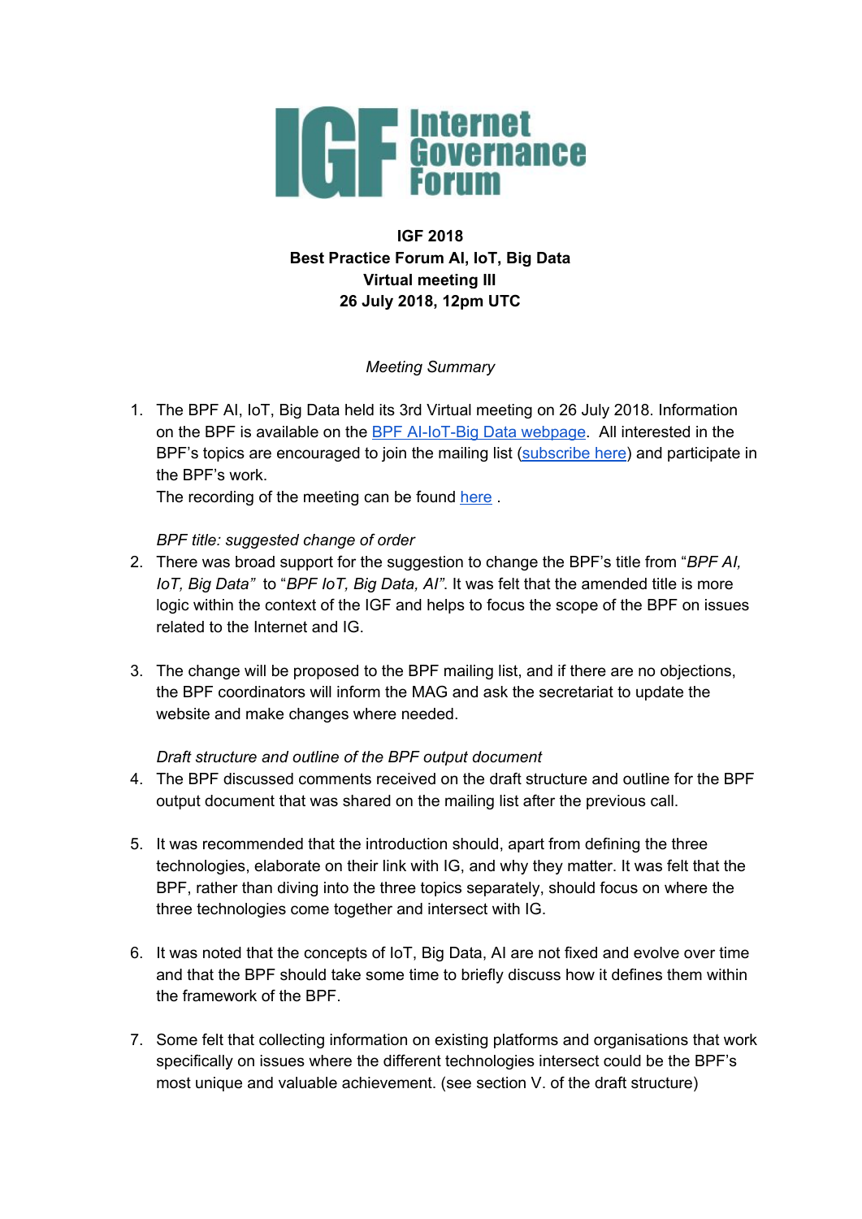**IGF 2018**
**Best Practice Forum AI, IoT, Big Data**
**Virtual meeting III**
**26 July 2018, 12pm UTC**

*Meeting Summary*

1. The BPF AI, IoT, Big Data held its 3rd Virtual meeting on 26 July 2018. Information on the BPF is available on the BPF AI-IoT-Big Data webpage. All interested in the BPF's topics are encouraged to join the mailing list (subscribe here) and participate in the BPF's work.
The recording of the meeting can be found here .

*BPF title: suggested change of order*

2. There was broad support for the suggestion to change the BPF's title from "*BPF AI, IoT, Big Data*" to "*BPF IoT, Big Data, AI*". It was felt that the amended title is more logic within the context of the IGF and helps to focus the scope of the BPF on issues related to the Internet and IG.

3. The change will be proposed to the BPF mailing list, and if there are no objections, the BPF coordinators will inform the MAG and ask the secretariat to update the website and make changes where needed.

*Draft structure and outline of the BPF output document*

4. The BPF discussed comments received on the draft structure and outline for the BPF output document that was shared on the mailing list after the previous call.

5. It was recommended that the introduction should, apart from defining the three technologies, elaborate on their link with IG, and why they matter. It was felt that the BPF, rather than diving into the three topics separately, should focus on where the three technologies come together and intersect with IG.

6. It was noted that the concepts of IoT, Big Data, AI are not fixed and evolve over time and that the BPF should take some time to briefly discuss how it defines them within the framework of the BPF.

7. Some felt that collecting information on existing platforms and organisations that work specifically on issues where the different technologies intersect could be the BPF's most unique and valuable achievement. (see section V. of the draft structure)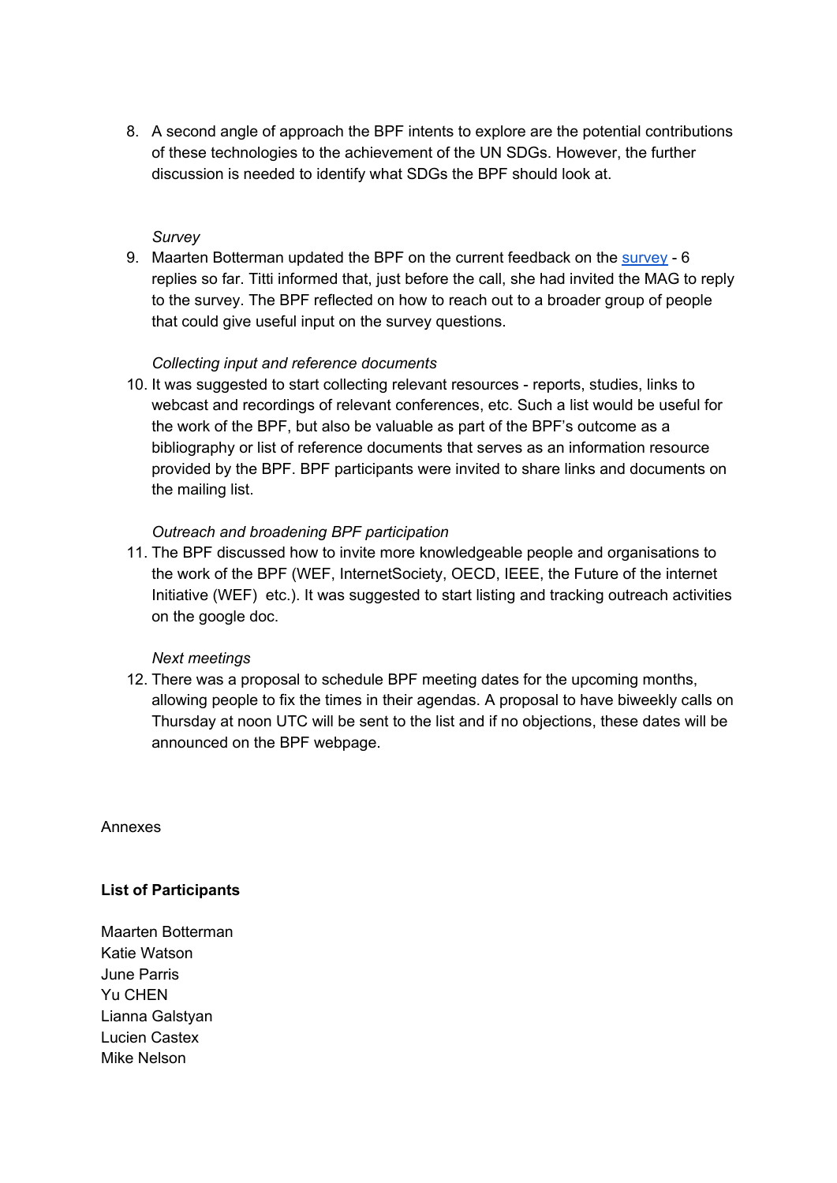8. A second angle of approach the BPF intents to explore are the potential contributions of these technologies to the achievement of the UN SDGs. However, the further discussion is needed to identify what SDGs the BPF should look at.

   *Survey*

9. Maarten Botterman updated the BPF on the current feedback on the [survey](#) - 6 replies so far. Titti informed that, just before the call, she had invited the MAG to reply to the survey. The BPF reflected on how to reach out to a broader group of people that could give useful input on the survey questions.

   *Collecting input and reference documents*

10. It was suggested to start collecting relevant resources - reports, studies, links to webcast and recordings of relevant conferences, etc. Such a list would be useful for the work of the BPF, but also be valuable as part of the BPF's outcome as a bibliography or list of reference documents that serves as an information resource provided by the BPF. BPF participants were invited to share links and documents on the mailing list.

    *Outreach and broadening BPF participation*

11. The BPF discussed how to invite more knowledgeable people and organisations to the work of the BPF (WEF, InternetSociety, OECD, IEEE, the Future of the internet Initiative (WEF) etc.). It was suggested to start listing and tracking outreach activities on the google doc.

    *Next meetings*

12. There was a proposal to schedule BPF meeting dates for the upcoming months, allowing people to fix the times in their agendas. A proposal to have biweekly calls on Thursday at noon UTC will be sent to the list and if no objections, these dates will be announced on the BPF webpage.

Annexes

**List of Participants**

Maarten Botterman
Katie Watson
June Parris
Yu CHEN
Lianna Galstyan
Lucien Castex
Mike Nelson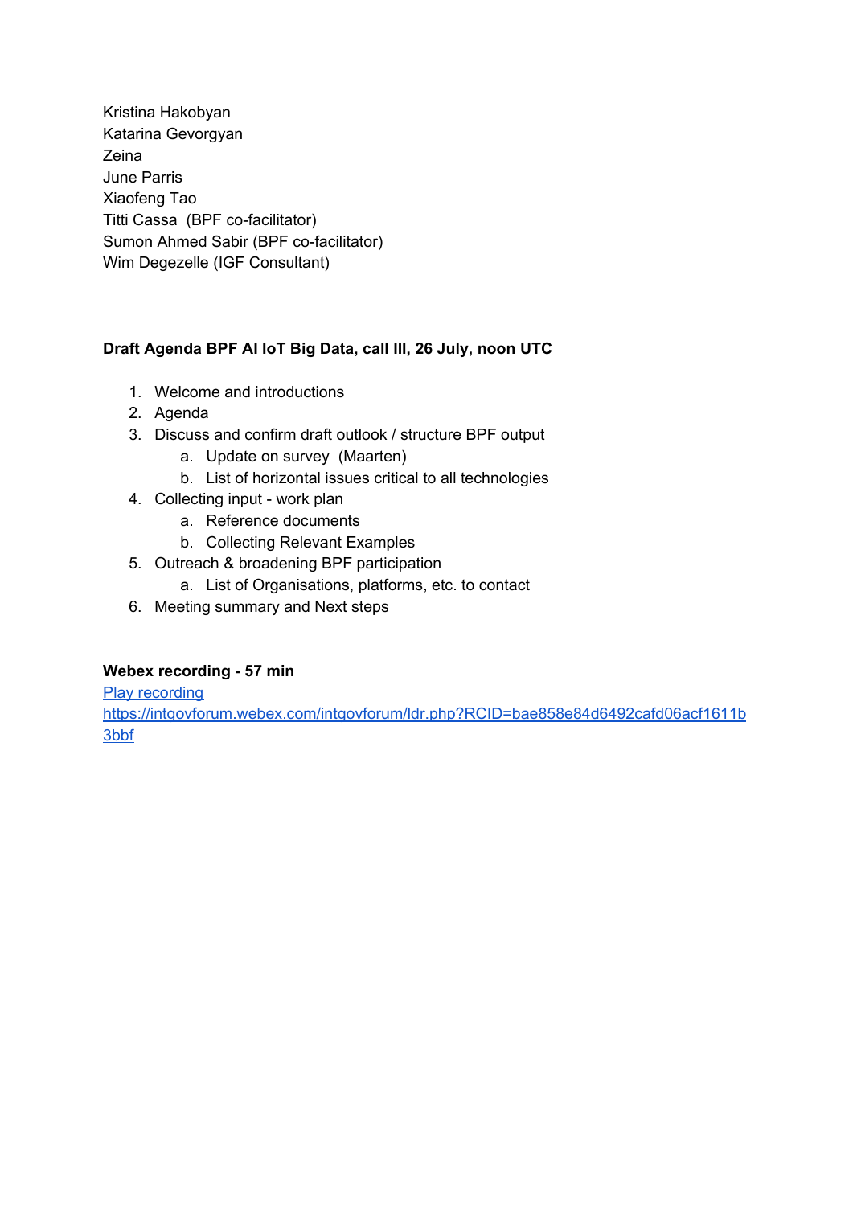Kristina Hakobyan
Katarina Gevorgyan
Zeina
June Parris
Xiaofeng Tao
Titti Cassa (BPF co-facilitator)
Sumon Ahmed Sabir (BPF co-facilitator)
Wim Degezelle (IGF Consultant)

**Draft Agenda BPF AI IoT Big Data, call III, 26 July, noon UTC**

1. Welcome and introductions
2. Agenda
3. Discuss and confirm draft outlook / structure BPF output
   a. Update on survey (Maarten)
   b. List of horizontal issues critical to all technologies
4. Collecting input - work plan
   a. Reference documents
   b. Collecting Relevant Examples
5. Outreach & broadening BPF participation
   a. List of Organisations, platforms, etc. to contact
6. Meeting summary and Next steps

**Webex recording - 57 min**

[Play recording](https://intgovforum.webex.com/intgovforum/ldr.php?RCID=bae858e84d6492cafd06acf1611b3bbf)

https://intgovforum.webex.com/intgovforum/ldr.php?RCID=bae858e84d6492cafd06acf1611b3bbf